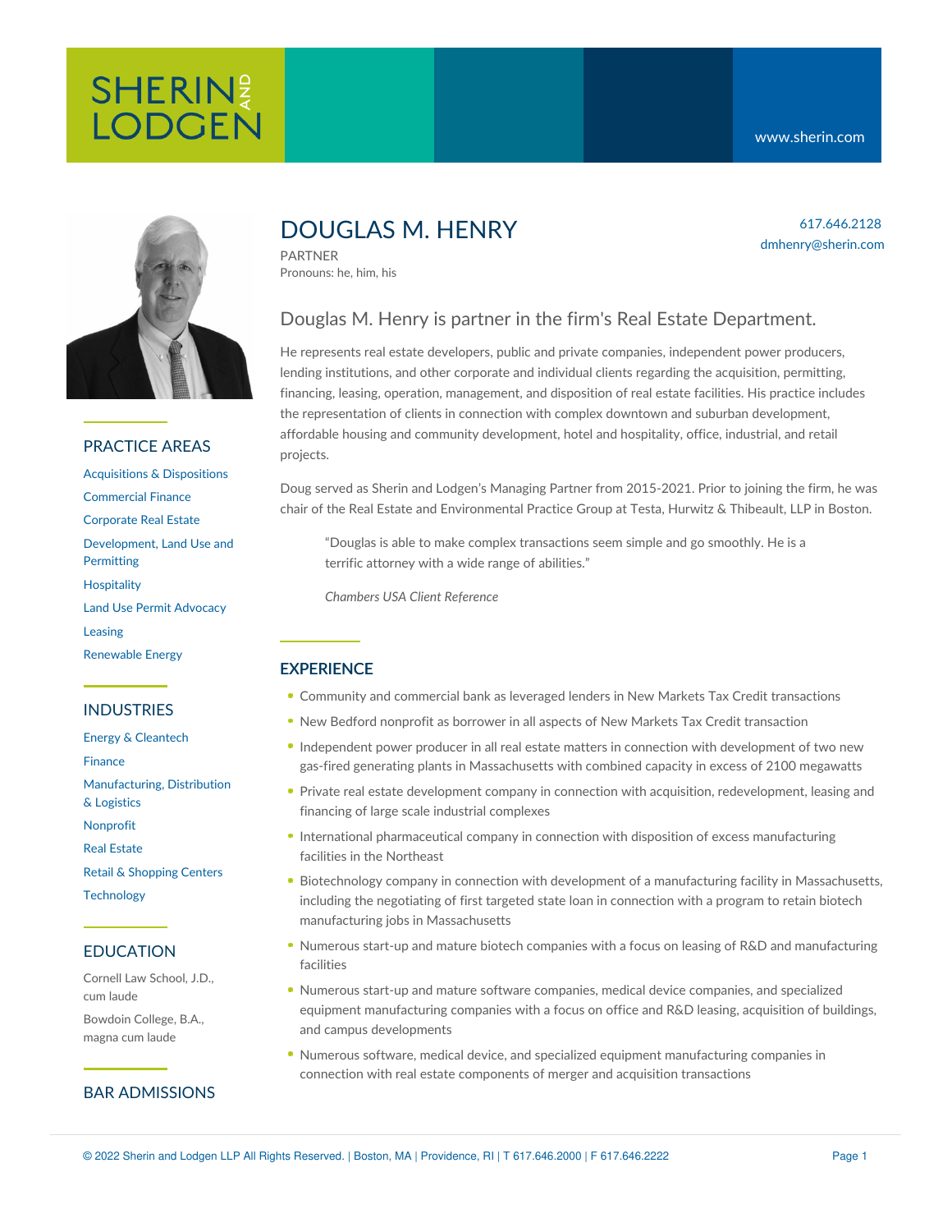# DOUGLAS M. HENRY

PARTNER
Pronouns: he, him, his

617.646.2128
dmhenry@sherin.com

## Douglas M. Henry is partner in the firm's Real Estate Department.

He represents real estate developers, public and private companies, independent power producers, lending institutions, and other corporate and individual clients regarding the acquisition, permitting, financing, leasing, operation, management, and disposition of real estate facilities. His practice includes the representation of clients in connection with complex downtown and suburban development, affordable housing and community development, hotel and hospitality, office, industrial, and retail projects.

Doug served as Sherin and Lodgen's Managing Partner from 2015-2021. Prior to joining the firm, he was chair of the Real Estate and Environmental Practice Group at Testa, Hurwitz & Thibeault, LLP in Boston.

> "Douglas is able to make complex transactions seem simple and go smoothly. He is a terrific attorney with a wide range of abilities."
>
> *Chambers USA Client Reference*

## EXPERIENCE

- Community and commercial bank as leveraged lenders in New Markets Tax Credit transactions
- New Bedford nonprofit as borrower in all aspects of New Markets Tax Credit transaction
- Independent power producer in all real estate matters in connection with development of two new gas-fired generating plants in Massachusetts with combined capacity in excess of 2100 megawatts
- Private real estate development company in connection with acquisition, redevelopment, leasing and financing of large scale industrial complexes
- International pharmaceutical company in connection with disposition of excess manufacturing facilities in the Northeast
- Biotechnology company in connection with development of a manufacturing facility in Massachusetts, including the negotiating of first targeted state loan in connection with a program to retain biotech manufacturing jobs in Massachusetts
- Numerous start-up and mature biotech companies with a focus on leasing of R&D and manufacturing facilities
- Numerous start-up and mature software companies, medical device companies, and specialized equipment manufacturing companies with a focus on office and R&D leasing, acquisition of buildings, and campus developments
- Numerous software, medical device, and specialized equipment manufacturing companies in connection with real estate components of merger and acquisition transactions

## PRACTICE AREAS

- Acquisitions & Dispositions
- Commercial Finance
- Corporate Real Estate
- Development, Land Use and Permitting
- Hospitality
- Land Use Permit Advocacy
- Leasing
- Renewable Energy

## INDUSTRIES

- Energy & Cleantech
- Finance
- Manufacturing, Distribution & Logistics
- Nonprofit
- Real Estate
- Retail & Shopping Centers
- Technology

## EDUCATION

Cornell Law School, J.D., cum laude

Bowdoin College, B.A., magna cum laude

## BAR ADMISSIONS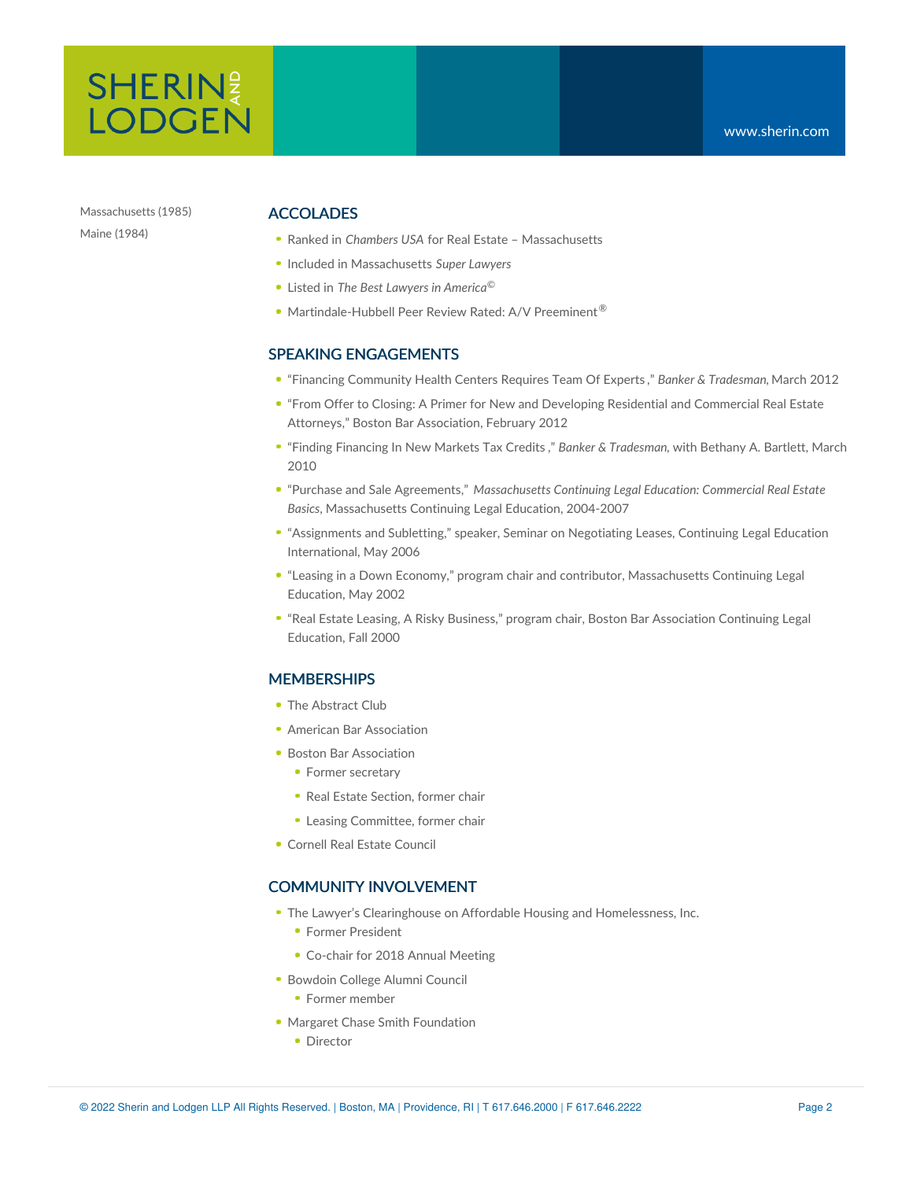Massachusetts (1985)

Maine (1984)

## ACCOLADES

- Ranked in *Chambers USA* for Real Estate – Massachusetts
- Included in Massachusetts *Super Lawyers*
- Listed in *The Best Lawyers in America*©
- Martindale-Hubbell Peer Review Rated: A/V Preeminent®

## SPEAKING ENGAGEMENTS

- "Financing Community Health Centers Requires Team Of Experts ," *Banker & Tradesman*, March 2012
- "From Offer to Closing: A Primer for New and Developing Residential and Commercial Real Estate Attorneys," Boston Bar Association, February 2012
- "Finding Financing In New Markets Tax Credits ," *Banker & Tradesman*, with Bethany A. Bartlett, March 2010
- "Purchase and Sale Agreements," *Massachusetts Continuing Legal Education: Commercial Real Estate Basics*, Massachusetts Continuing Legal Education, 2004-2007
- "Assignments and Subletting," speaker, Seminar on Negotiating Leases, Continuing Legal Education International, May 2006
- "Leasing in a Down Economy," program chair and contributor, Massachusetts Continuing Legal Education, May 2002
- "Real Estate Leasing, A Risky Business," program chair, Boston Bar Association Continuing Legal Education, Fall 2000

## MEMBERSHIPS

- The Abstract Club
- American Bar Association
- Boston Bar Association
  - Former secretary
  - Real Estate Section, former chair
  - Leasing Committee, former chair
- Cornell Real Estate Council

## COMMUNITY INVOLVEMENT

- The Lawyer's Clearinghouse on Affordable Housing and Homelessness, Inc.
  - Former President
  - Co-chair for 2018 Annual Meeting
- Bowdoin College Alumni Council
  - Former member
- Margaret Chase Smith Foundation
  - Director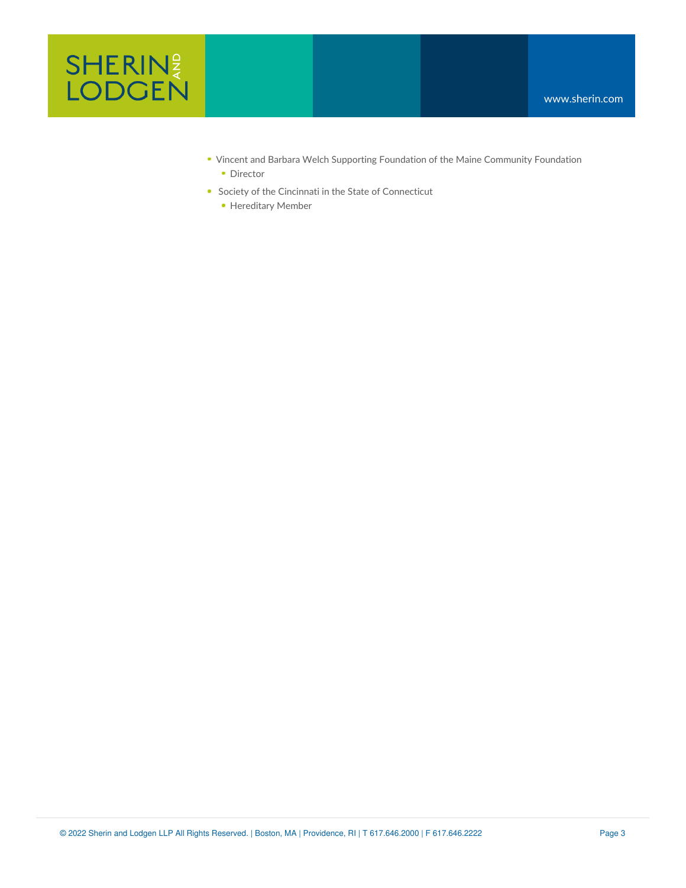- Vincent and Barbara Welch Supporting Foundation of the Maine Community Foundation
  - Director
- Society of the Cincinnati in the State of Connecticut
  - Hereditary Member